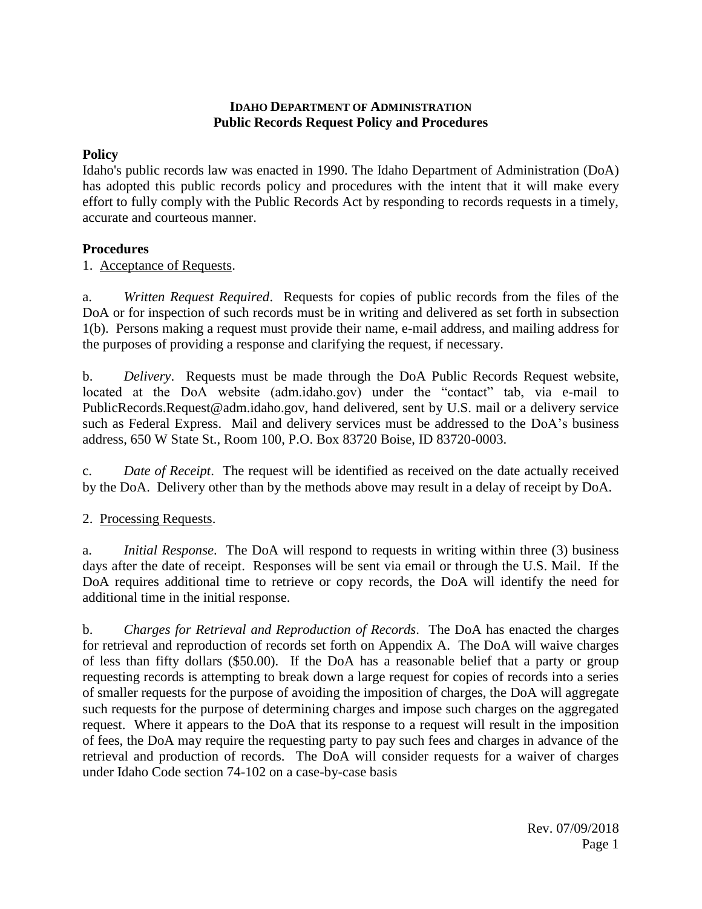# IDAHO DEPARTMENT OF ADMINISTRATION
## Public Records Request Policy and Procedures

**Policy**

Idaho's public records law was enacted in 1990. The Idaho Department of Administration (DoA) has adopted this public records policy and procedures with the intent that it will make every effort to fully comply with the Public Records Act by responding to records requests in a timely, accurate and courteous manner.

**Procedures**

1. Acceptance of Requests.

a. *Written Request Required*. Requests for copies of public records from the files of the DoA or for inspection of such records must be in writing and delivered as set forth in subsection 1(b). Persons making a request must provide their name, e-mail address, and mailing address for the purposes of providing a response and clarifying the request, if necessary.

b. *Delivery*. Requests must be made through the DoA Public Records Request website, located at the DoA website (adm.idaho.gov) under the "contact" tab, via e-mail to PublicRecords.Request@adm.idaho.gov, hand delivered, sent by U.S. mail or a delivery service such as Federal Express. Mail and delivery services must be addressed to the DoA's business address, 650 W State St., Room 100, P.O. Box 83720 Boise, ID 83720-0003.

c. *Date of Receipt*. The request will be identified as received on the date actually received by the DoA. Delivery other than by the methods above may result in a delay of receipt by DoA.

2. Processing Requests.

a. *Initial Response*. The DoA will respond to requests in writing within three (3) business days after the date of receipt. Responses will be sent via email or through the U.S. Mail. If the DoA requires additional time to retrieve or copy records, the DoA will identify the need for additional time in the initial response.

b. *Charges for Retrieval and Reproduction of Records*. The DoA has enacted the charges for retrieval and reproduction of records set forth on Appendix A. The DoA will waive charges of less than fifty dollars ($50.00). If the DoA has a reasonable belief that a party or group requesting records is attempting to break down a large request for copies of records into a series of smaller requests for the purpose of avoiding the imposition of charges, the DoA will aggregate such requests for the purpose of determining charges and impose such charges on the aggregated request. Where it appears to the DoA that its response to a request will result in the imposition of fees, the DoA may require the requesting party to pay such fees and charges in advance of the retrieval and production of records. The DoA will consider requests for a waiver of charges under Idaho Code section 74-102 on a case-by-case basis

Rev. 07/09/2018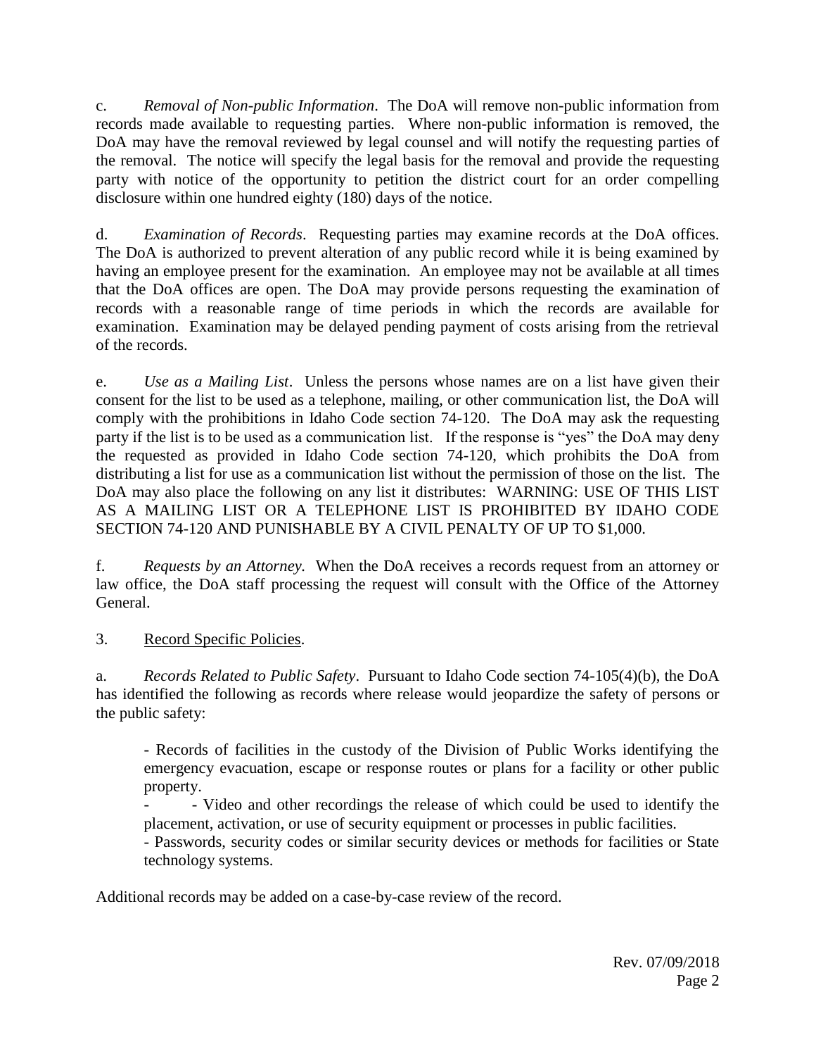c. *Removal of Non-public Information*. The DoA will remove non-public information from records made available to requesting parties. Where non-public information is removed, the DoA may have the removal reviewed by legal counsel and will notify the requesting parties of the removal. The notice will specify the legal basis for the removal and provide the requesting party with notice of the opportunity to petition the district court for an order compelling disclosure within one hundred eighty (180) days of the notice.

d. *Examination of Records*. Requesting parties may examine records at the DoA offices. The DoA is authorized to prevent alteration of any public record while it is being examined by having an employee present for the examination. An employee may not be available at all times that the DoA offices are open. The DoA may provide persons requesting the examination of records with a reasonable range of time periods in which the records are available for examination. Examination may be delayed pending payment of costs arising from the retrieval of the records.

e. *Use as a Mailing List*. Unless the persons whose names are on a list have given their consent for the list to be used as a telephone, mailing, or other communication list, the DoA will comply with the prohibitions in Idaho Code section 74-120. The DoA may ask the requesting party if the list is to be used as a communication list. If the response is "yes" the DoA may deny the requested as provided in Idaho Code section 74-120, which prohibits the DoA from distributing a list for use as a communication list without the permission of those on the list. The DoA may also place the following on any list it distributes: WARNING: USE OF THIS LIST AS A MAILING LIST OR A TELEPHONE LIST IS PROHIBITED BY IDAHO CODE SECTION 74-120 AND PUNISHABLE BY A CIVIL PENALTY OF UP TO $1,000.

f. *Requests by an Attorney.* When the DoA receives a records request from an attorney or law office, the DoA staff processing the request will consult with the Office of the Attorney General.

3. Record Specific Policies.

a. *Records Related to Public Safety*. Pursuant to Idaho Code section 74-105(4)(b), the DoA has identified the following as records where release would jeopardize the safety of persons or the public safety:

- Records of facilities in the custody of the Division of Public Works identifying the emergency evacuation, escape or response routes or plans for a facility or other public property.
- - Video and other recordings the release of which could be used to identify the placement, activation, or use of security equipment or processes in public facilities.
- Passwords, security codes or similar security devices or methods for facilities or State technology systems.

Additional records may be added on a case-by-case review of the record.

Rev. 07/09/2018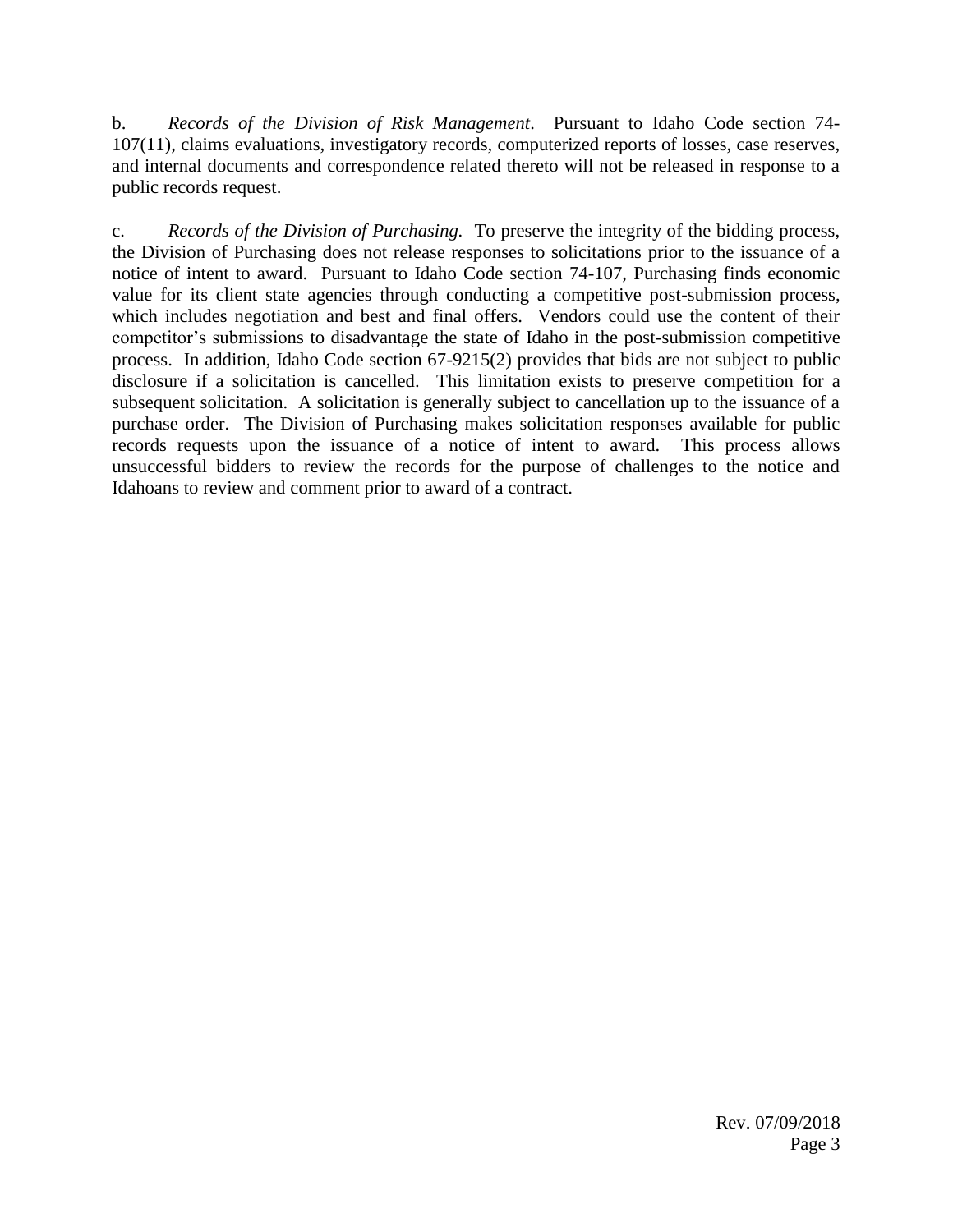b. *Records of the Division of Risk Management*. Pursuant to Idaho Code section 74-107(11), claims evaluations, investigatory records, computerized reports of losses, case reserves, and internal documents and correspondence related thereto will not be released in response to a public records request.

c. *Records of the Division of Purchasing.* To preserve the integrity of the bidding process, the Division of Purchasing does not release responses to solicitations prior to the issuance of a notice of intent to award. Pursuant to Idaho Code section 74-107, Purchasing finds economic value for its client state agencies through conducting a competitive post-submission process, which includes negotiation and best and final offers. Vendors could use the content of their competitor's submissions to disadvantage the state of Idaho in the post-submission competitive process. In addition, Idaho Code section 67-9215(2) provides that bids are not subject to public disclosure if a solicitation is cancelled. This limitation exists to preserve competition for a subsequent solicitation. A solicitation is generally subject to cancellation up to the issuance of a purchase order. The Division of Purchasing makes solicitation responses available for public records requests upon the issuance of a notice of intent to award. This process allows unsuccessful bidders to review the records for the purpose of challenges to the notice and Idahoans to review and comment prior to award of a contract.

Rev. 07/09/2018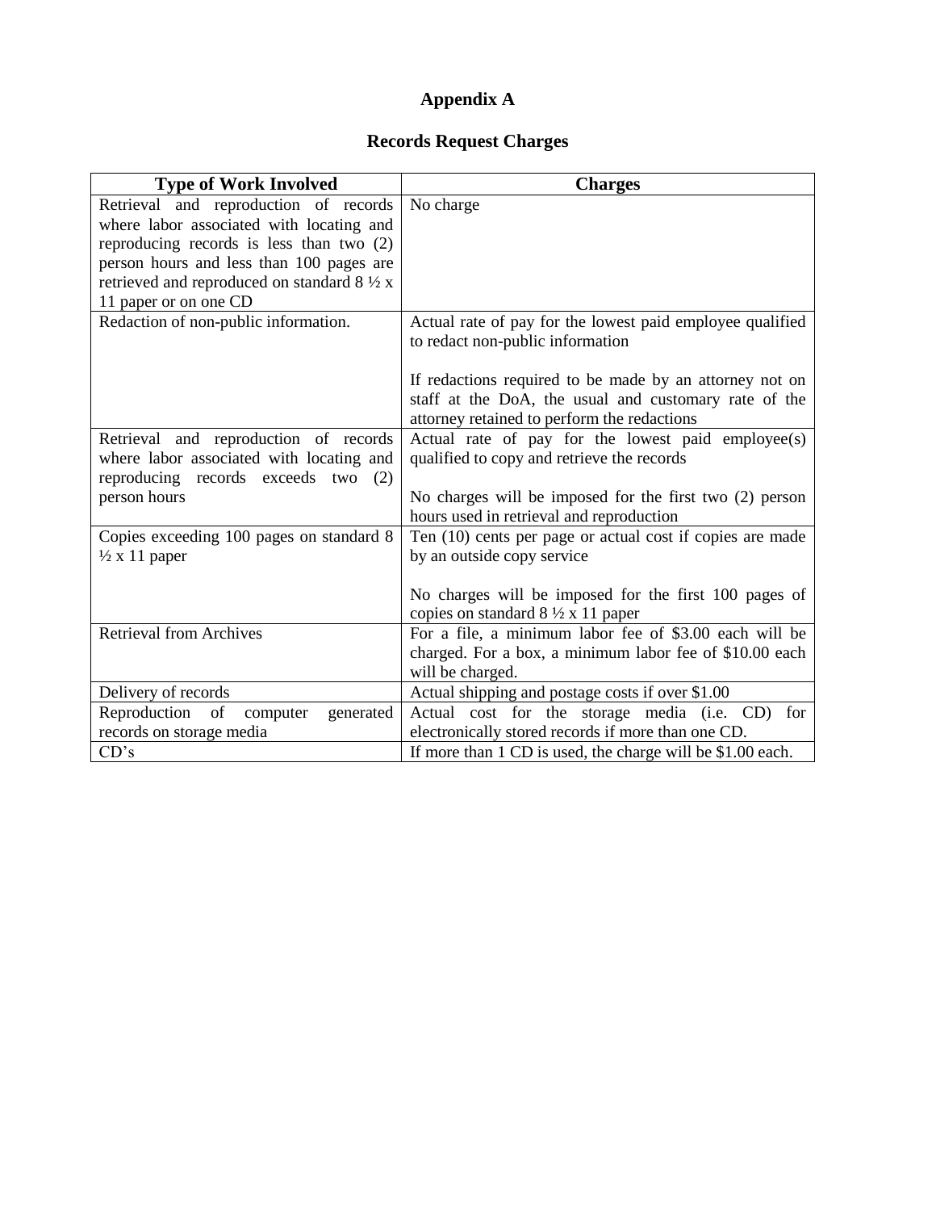# Appendix A

## Records Request Charges

| Type of Work Involved | Charges |
|---|---|
| Retrieval and reproduction of records where labor associated with locating and reproducing records is less than two (2) person hours and less than 100 pages are retrieved and reproduced on standard 8 ½ x 11 paper or on one CD | No charge |
| Redaction of non-public information. | Actual rate of pay for the lowest paid employee qualified to redact non-public information<br><br>If redactions required to be made by an attorney not on staff at the DoA, the usual and customary rate of the attorney retained to perform the redactions |
| Retrieval and reproduction of records where labor associated with locating and reproducing records exceeds two (2) person hours | Actual rate of pay for the lowest paid employee(s) qualified to copy and retrieve the records<br><br>No charges will be imposed for the first two (2) person hours used in retrieval and reproduction |
| Copies exceeding 100 pages on standard 8 ½ x 11 paper | Ten (10) cents per page or actual cost if copies are made by an outside copy service<br><br>No charges will be imposed for the first 100 pages of copies on standard 8 ½ x 11 paper |
| Retrieval from Archives | For a file, a minimum labor fee of $3.00 each will be charged. For a box, a minimum labor fee of $10.00 each will be charged. |
| Delivery of records | Actual shipping and postage costs if over $1.00 |
| Reproduction of computer generated records on storage media | Actual cost for the storage media (i.e. CD) for electronically stored records if more than one CD. |
| CD's | If more than 1 CD is used, the charge will be $1.00 each. |